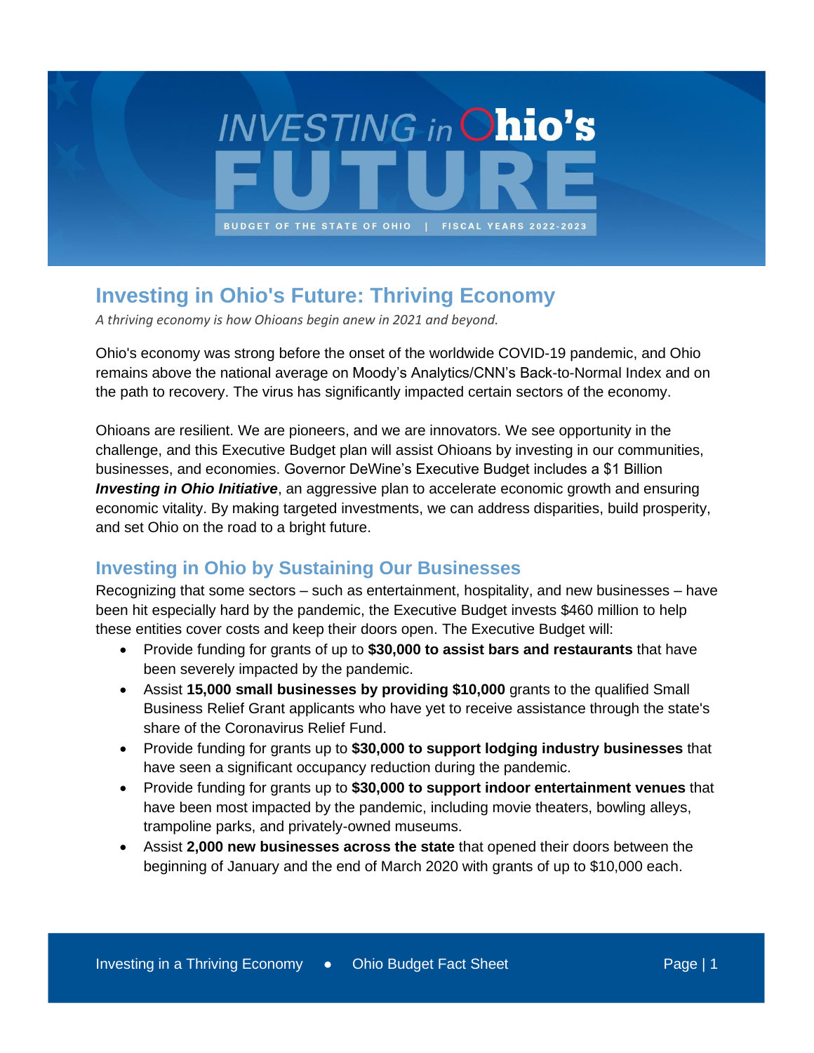# INVESTING in Ohio's FUTURE

BUDGET OF THE STATE OF OHIO | FISCAL YEARS 2022-2023

## Investing in Ohio's Future: Thriving Economy

*A thriving economy is how Ohioans begin anew in 2021 and beyond.*

Ohio's economy was strong before the onset of the worldwide COVID-19 pandemic, and Ohio remains above the national average on Moody's Analytics/CNN's Back-to-Normal Index and on the path to recovery. The virus has significantly impacted certain sectors of the economy.

Ohioans are resilient. We are pioneers, and we are innovators. We see opportunity in the challenge, and this Executive Budget plan will assist Ohioans by investing in our communities, businesses, and economies. Governor DeWine's Executive Budget includes a $1 Billion ***Investing in Ohio Initiative***, an aggressive plan to accelerate economic growth and ensuring economic vitality. By making targeted investments, we can address disparities, build prosperity, and set Ohio on the road to a bright future.

### Investing in Ohio by Sustaining Our Businesses

Recognizing that some sectors – such as entertainment, hospitality, and new businesses – have been hit especially hard by the pandemic, the Executive Budget invests $460 million to help these entities cover costs and keep their doors open. The Executive Budget will:

- Provide funding for grants of up to **$30,000 to assist bars and restaurants** that have been severely impacted by the pandemic.
- Assist **15,000 small businesses by providing $10,000** grants to the qualified Small Business Relief Grant applicants who have yet to receive assistance through the state's share of the Coronavirus Relief Fund.
- Provide funding for grants up to **$30,000 to support lodging industry businesses** that have seen a significant occupancy reduction during the pandemic.
- Provide funding for grants up to **$30,000 to support indoor entertainment venues** that have been most impacted by the pandemic, including movie theaters, bowling alleys, trampoline parks, and privately-owned museums.
- Assist **2,000 new businesses across the state** that opened their doors between the beginning of January and the end of March 2020 with grants of up to $10,000 each.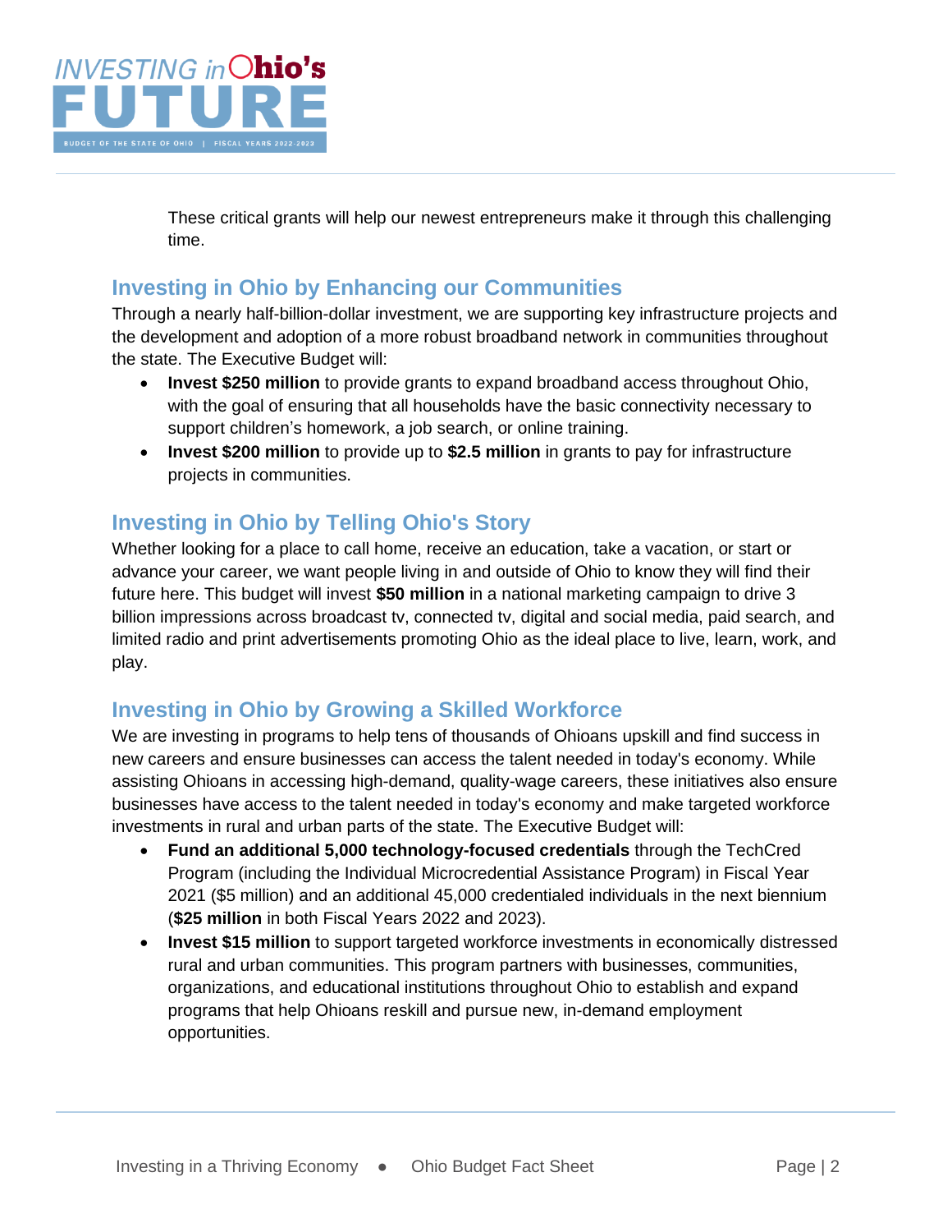These critical grants will help our newest entrepreneurs make it through this challenging time.

## Investing in Ohio by Enhancing our Communities

Through a nearly half-billion-dollar investment, we are supporting key infrastructure projects and the development and adoption of a more robust broadband network in communities throughout the state. The Executive Budget will:

- **Invest $250 million** to provide grants to expand broadband access throughout Ohio, with the goal of ensuring that all households have the basic connectivity necessary to support children's homework, a job search, or online training.
- **Invest $200 million** to provide up to **$2.5 million** in grants to pay for infrastructure projects in communities.

## Investing in Ohio by Telling Ohio's Story

Whether looking for a place to call home, receive an education, take a vacation, or start or advance your career, we want people living in and outside of Ohio to know they will find their future here. This budget will invest **$50 million** in a national marketing campaign to drive 3 billion impressions across broadcast tv, connected tv, digital and social media, paid search, and limited radio and print advertisements promoting Ohio as the ideal place to live, learn, work, and play.

## Investing in Ohio by Growing a Skilled Workforce

We are investing in programs to help tens of thousands of Ohioans upskill and find success in new careers and ensure businesses can access the talent needed in today's economy. While assisting Ohioans in accessing high-demand, quality-wage careers, these initiatives also ensure businesses have access to the talent needed in today's economy and make targeted workforce investments in rural and urban parts of the state. The Executive Budget will:

- **Fund an additional 5,000 technology-focused credentials** through the TechCred Program (including the Individual Microcredential Assistance Program) in Fiscal Year 2021 ($5 million) and an additional 45,000 credentialed individuals in the next biennium (**$25 million** in both Fiscal Years 2022 and 2023).
- **Invest $15 million** to support targeted workforce investments in economically distressed rural and urban communities. This program partners with businesses, communities, organizations, and educational institutions throughout Ohio to establish and expand programs that help Ohioans reskill and pursue new, in-demand employment opportunities.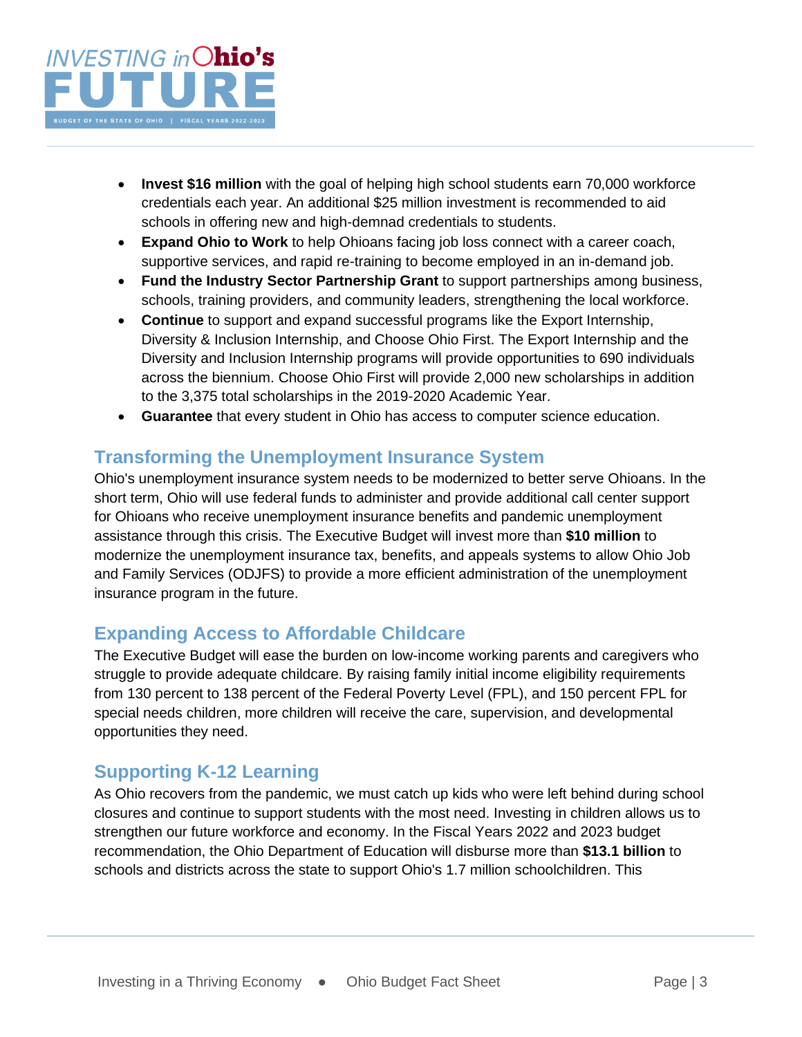- **Invest $16 million** with the goal of helping high school students earn 70,000 workforce credentials each year. An additional $25 million investment is recommended to aid schools in offering new and high-demnad credentials to students.
- **Expand Ohio to Work** to help Ohioans facing job loss connect with a career coach, supportive services, and rapid re-training to become employed in an in-demand job.
- **Fund the Industry Sector Partnership Grant** to support partnerships among business, schools, training providers, and community leaders, strengthening the local workforce.
- **Continue** to support and expand successful programs like the Export Internship, Diversity & Inclusion Internship, and Choose Ohio First. The Export Internship and the Diversity and Inclusion Internship programs will provide opportunities to 690 individuals across the biennium. Choose Ohio First will provide 2,000 new scholarships in addition to the 3,375 total scholarships in the 2019-2020 Academic Year.
- **Guarantee** that every student in Ohio has access to computer science education.

## Transforming the Unemployment Insurance System

Ohio's unemployment insurance system needs to be modernized to better serve Ohioans. In the short term, Ohio will use federal funds to administer and provide additional call center support for Ohioans who receive unemployment insurance benefits and pandemic unemployment assistance through this crisis. The Executive Budget will invest more than **$10 million** to modernize the unemployment insurance tax, benefits, and appeals systems to allow Ohio Job and Family Services (ODJFS) to provide a more efficient administration of the unemployment insurance program in the future.

## Expanding Access to Affordable Childcare

The Executive Budget will ease the burden on low-income working parents and caregivers who struggle to provide adequate childcare. By raising family initial income eligibility requirements from 130 percent to 138 percent of the Federal Poverty Level (FPL), and 150 percent FPL for special needs children, more children will receive the care, supervision, and developmental opportunities they need.

## Supporting K-12 Learning

As Ohio recovers from the pandemic, we must catch up kids who were left behind during school closures and continue to support students with the most need. Investing in children allows us to strengthen our future workforce and economy. In the Fiscal Years 2022 and 2023 budget recommendation, the Ohio Department of Education will disburse more than **$13.1 billion** to schools and districts across the state to support Ohio's 1.7 million schoolchildren. This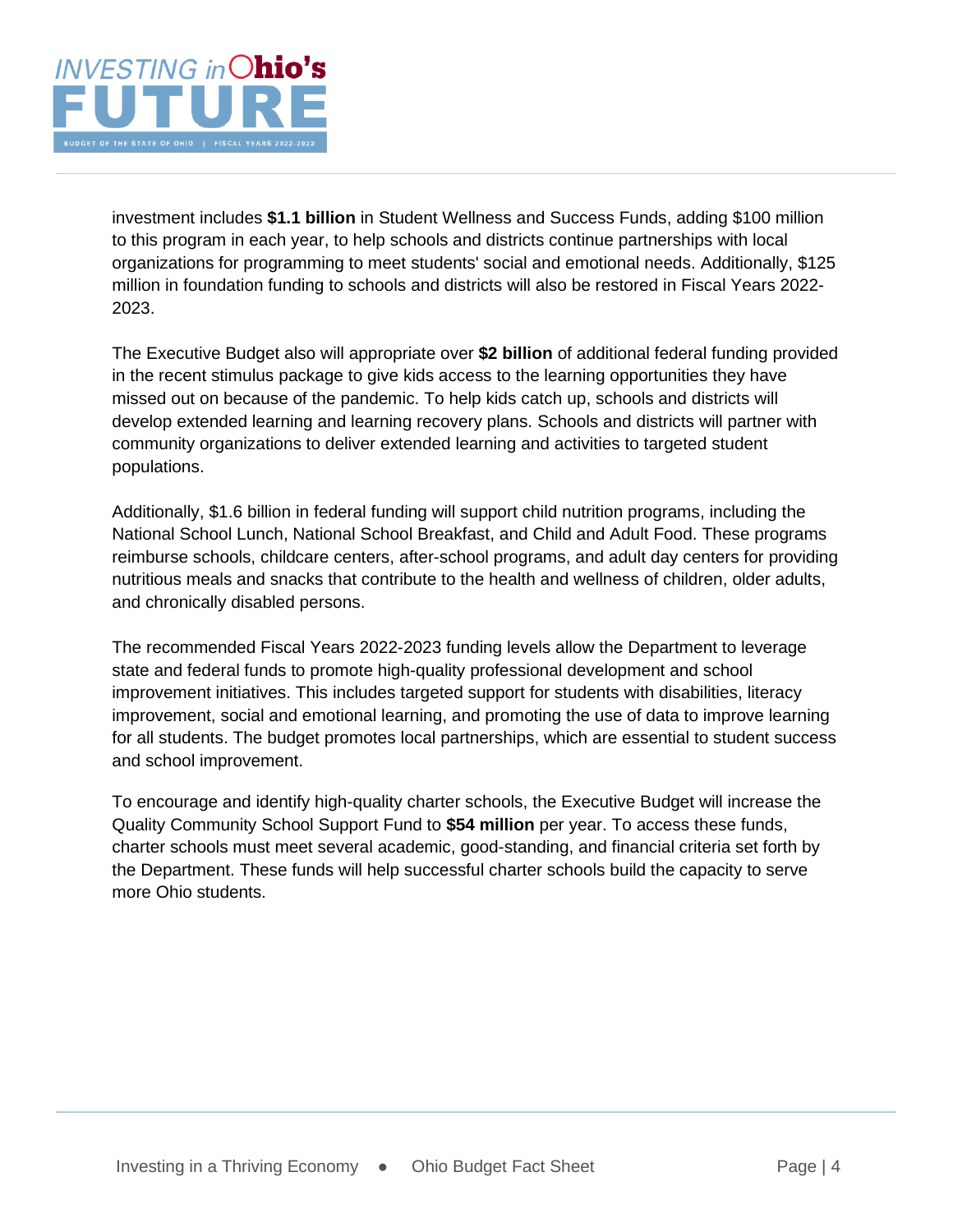investment includes **$1.1 billion** in Student Wellness and Success Funds, adding $100 million to this program in each year, to help schools and districts continue partnerships with local organizations for programming to meet students' social and emotional needs. Additionally, $125 million in foundation funding to schools and districts will also be restored in Fiscal Years 2022-2023.

The Executive Budget also will appropriate over **$2 billion** of additional federal funding provided in the recent stimulus package to give kids access to the learning opportunities they have missed out on because of the pandemic. To help kids catch up, schools and districts will develop extended learning and learning recovery plans. Schools and districts will partner with community organizations to deliver extended learning and activities to targeted student populations.

Additionally, $1.6 billion in federal funding will support child nutrition programs, including the National School Lunch, National School Breakfast, and Child and Adult Food. These programs reimburse schools, childcare centers, after-school programs, and adult day centers for providing nutritious meals and snacks that contribute to the health and wellness of children, older adults, and chronically disabled persons.

The recommended Fiscal Years 2022-2023 funding levels allow the Department to leverage state and federal funds to promote high-quality professional development and school improvement initiatives. This includes targeted support for students with disabilities, literacy improvement, social and emotional learning, and promoting the use of data to improve learning for all students. The budget promotes local partnerships, which are essential to student success and school improvement.

To encourage and identify high-quality charter schools, the Executive Budget will increase the Quality Community School Support Fund to **$54 million** per year. To access these funds, charter schools must meet several academic, good-standing, and financial criteria set forth by the Department. These funds will help successful charter schools build the capacity to serve more Ohio students.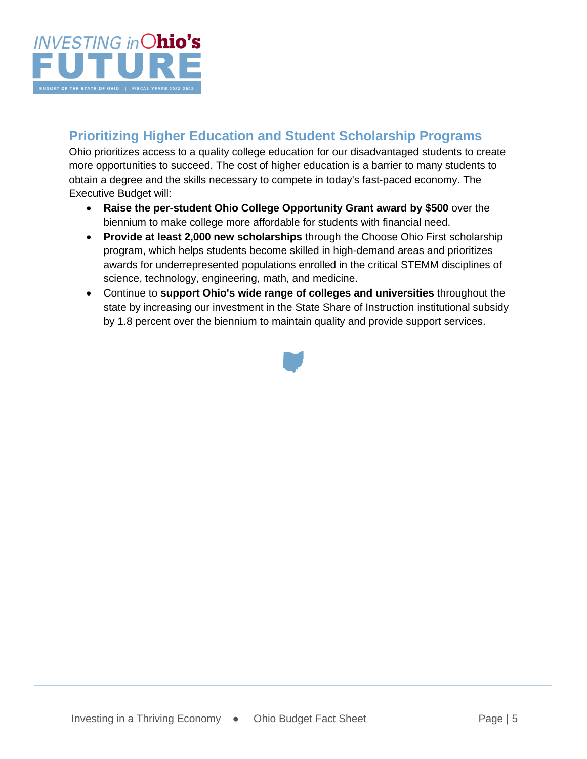## Prioritizing Higher Education and Student Scholarship Programs

Ohio prioritizes access to a quality college education for our disadvantaged students to create more opportunities to succeed. The cost of higher education is a barrier to many students to obtain a degree and the skills necessary to compete in today's fast-paced economy. The Executive Budget will:

- **Raise the per-student Ohio College Opportunity Grant award by $500** over the biennium to make college more affordable for students with financial need.
- **Provide at least 2,000 new scholarships** through the Choose Ohio First scholarship program, which helps students become skilled in high-demand areas and prioritizes awards for underrepresented populations enrolled in the critical STEMM disciplines of science, technology, engineering, math, and medicine.
- Continue to **support Ohio's wide range of colleges and universities** throughout the state by increasing our investment in the State Share of Instruction institutional subsidy by 1.8 percent over the biennium to maintain quality and provide support services.